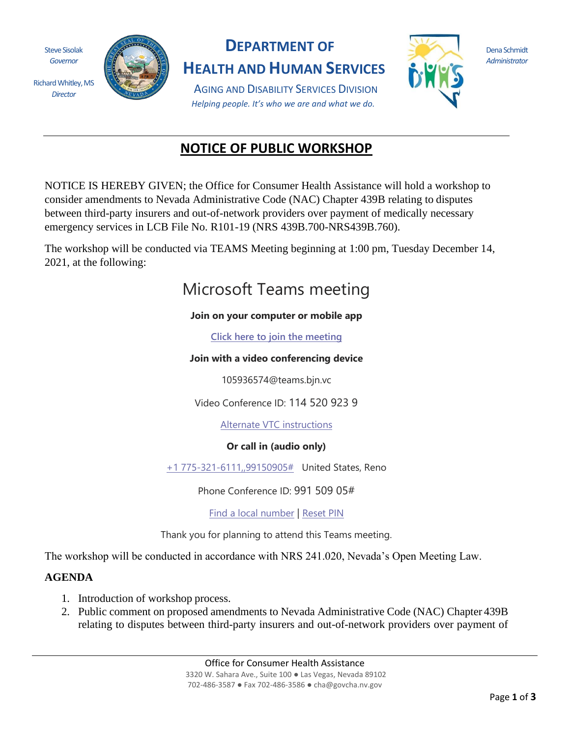Steve Sisolak
*Governor*

Richard Whitley, MS
*Director*

# DEPARTMENT OF HEALTH AND HUMAN SERVICES

AGING AND DISABILITY SERVICES DIVISION

*Helping people. It's who we are and what we do.*

Dena Schmidt
*Administrator*

---

## NOTICE OF PUBLIC WORKSHOP

NOTICE IS HEREBY GIVEN; the Office for Consumer Health Assistance will hold a workshop to consider amendments to Nevada Administrative Code (NAC) Chapter 439B relating to disputes between third-party insurers and out-of-network providers over payment of medically necessary emergency services in LCB File No. R101-19 (NRS 439B.700-NRS439B.760).

The workshop will be conducted via TEAMS Meeting beginning at 1:00 pm, Tuesday December 14, 2021, at the following:

Microsoft Teams meeting

**Join on your computer or mobile app**

Click here to join the meeting

**Join with a video conferencing device**

105936574@teams.bjn.vc

Video Conference ID: 114 520 923 9

Alternate VTC instructions

**Or call in (audio only)**

+1 775-321-6111,,99150905# United States, Reno

Phone Conference ID: 991 509 05#

Find a local number | Reset PIN

Thank you for planning to attend this Teams meeting.

The workshop will be conducted in accordance with NRS 241.020, Nevada's Open Meeting Law.

### AGENDA

1. Introduction of workshop process.
2. Public comment on proposed amendments to Nevada Administrative Code (NAC) Chapter 439B relating to disputes between third-party insurers and out-of-network providers over payment of

---

Office for Consumer Health Assistance
3320 W. Sahara Ave., Suite 100 ● Las Vegas, Nevada 89102
702-486-3587 ● Fax 702-486-3586 ● cha@govcha.nv.gov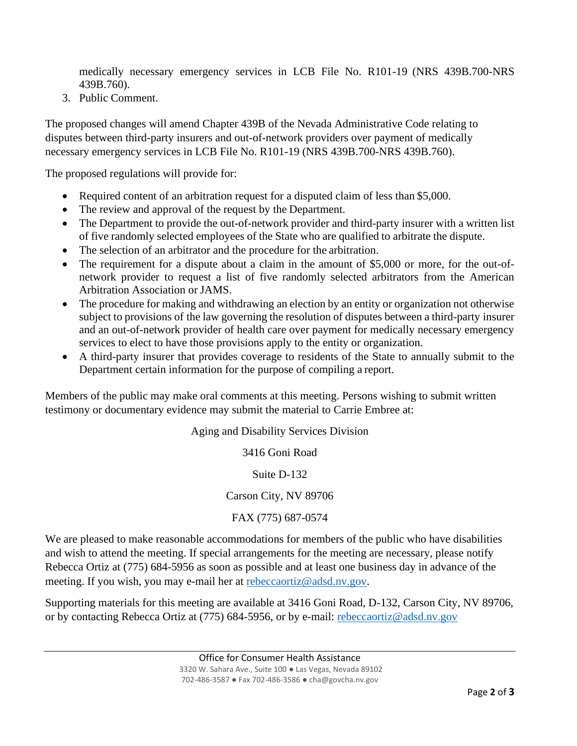medically necessary emergency services in LCB File No. R101-19 (NRS 439B.700-NRS 439B.760).

3. Public Comment.

The proposed changes will amend Chapter 439B of the Nevada Administrative Code relating to disputes between third-party insurers and out-of-network providers over payment of medically necessary emergency services in LCB File No. R101-19 (NRS 439B.700-NRS 439B.760).

The proposed regulations will provide for:

- Required content of an arbitration request for a disputed claim of less than $5,000.
- The review and approval of the request by the Department.
- The Department to provide the out-of-network provider and third-party insurer with a written list of five randomly selected employees of the State who are qualified to arbitrate the dispute.
- The selection of an arbitrator and the procedure for the arbitration.
- The requirement for a dispute about a claim in the amount of $5,000 or more, for the out-of-network provider to request a list of five randomly selected arbitrators from the American Arbitration Association or JAMS.
- The procedure for making and withdrawing an election by an entity or organization not otherwise subject to provisions of the law governing the resolution of disputes between a third-party insurer and an out-of-network provider of health care over payment for medically necessary emergency services to elect to have those provisions apply to the entity or organization.
- A third-party insurer that provides coverage to residents of the State to annually submit to the Department certain information for the purpose of compiling a report.

Members of the public may make oral comments at this meeting. Persons wishing to submit written testimony or documentary evidence may submit the material to Carrie Embree at:

Aging and Disability Services Division

3416 Goni Road

Suite D-132

Carson City, NV 89706

FAX (775) 687-0574

We are pleased to make reasonable accommodations for members of the public who have disabilities and wish to attend the meeting. If special arrangements for the meeting are necessary, please notify Rebecca Ortiz at (775) 684-5956 as soon as possible and at least one business day in advance of the meeting. If you wish, you may e-mail her at rebeccaortiz@adsd.nv.gov.

Supporting materials for this meeting are available at 3416 Goni Road, D-132, Carson City, NV 89706, or by contacting Rebecca Ortiz at (775) 684-5956, or by e-mail: rebeccaortiz@adsd.nv.gov

Office for Consumer Health Assistance
3320 W. Sahara Ave., Suite 100 ● Las Vegas, Nevada 89102
702-486-3587 ● Fax 702-486-3586 ● cha@govcha.nv.gov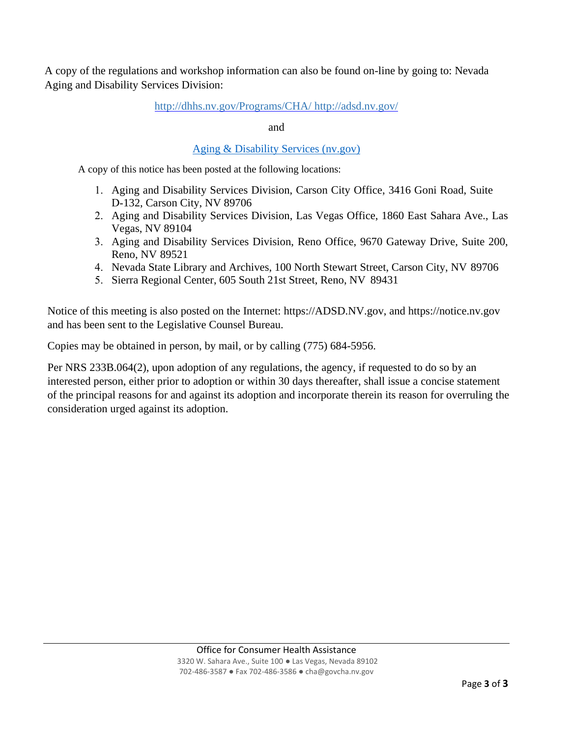A copy of the regulations and workshop information can also be found on-line by going to: Nevada Aging and Disability Services Division:

http://dhhs.nv.gov/Programs/CHA/ http://adsd.nv.gov/

and

Aging & Disability Services (nv.gov)

A copy of this notice has been posted at the following locations:

1. Aging and Disability Services Division, Carson City Office, 3416 Goni Road, Suite D-132, Carson City, NV 89706
2. Aging and Disability Services Division, Las Vegas Office, 1860 East Sahara Ave., Las Vegas, NV 89104
3. Aging and Disability Services Division, Reno Office, 9670 Gateway Drive, Suite 200, Reno, NV 89521
4. Nevada State Library and Archives, 100 North Stewart Street, Carson City, NV 89706
5. Sierra Regional Center, 605 South 21st Street, Reno, NV 89431

Notice of this meeting is also posted on the Internet: https://ADSD.NV.gov, and https://notice.nv.gov and has been sent to the Legislative Counsel Bureau.

Copies may be obtained in person, by mail, or by calling (775) 684-5956.

Per NRS 233B.064(2), upon adoption of any regulations, the agency, if requested to do so by an interested person, either prior to adoption or within 30 days thereafter, shall issue a concise statement of the principal reasons for and against its adoption and incorporate therein its reason for overruling the consideration urged against its adoption.

Office for Consumer Health Assistance
3320 W. Sahara Ave., Suite 100 ● Las Vegas, Nevada 89102
702-486-3587 ● Fax 702-486-3586 ● cha@govcha.nv.gov